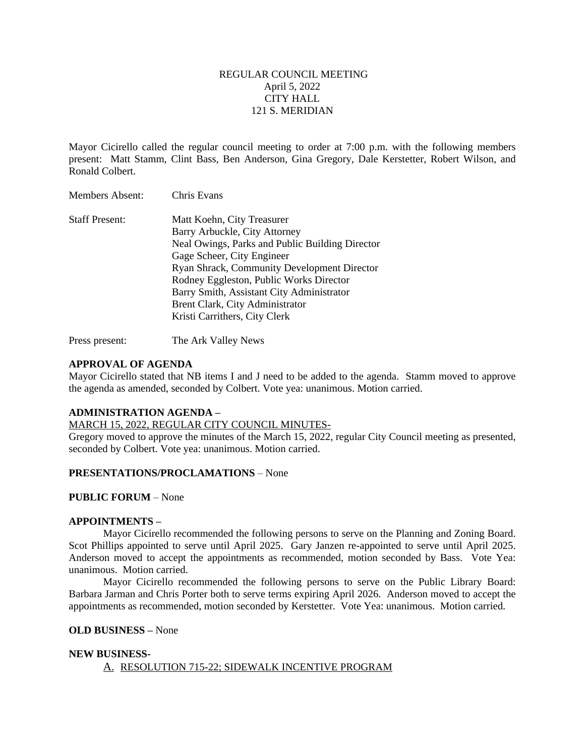REGULAR COUNCIL MEETING
April 5, 2022
CITY HALL
121 S. MERIDIAN

Mayor Cicirello called the regular council meeting to order at 7:00 p.m. with the following members present: Matt Stamm, Clint Bass, Ben Anderson, Gina Gregory, Dale Kerstetter, Robert Wilson, and Ronald Colbert.

Members Absent: Chris Evans

Staff Present:
Matt Koehn, City Treasurer
Barry Arbuckle, City Attorney
Neal Owings, Parks and Public Building Director
Gage Scheer, City Engineer
Ryan Shrack, Community Development Director
Rodney Eggleston, Public Works Director
Barry Smith, Assistant City Administrator
Brent Clark, City Administrator
Kristi Carrithers, City Clerk

Press present: The Ark Valley News

**APPROVAL OF AGENDA**
Mayor Cicirello stated that NB items I and J need to be added to the agenda. Stamm moved to approve the agenda as amended, seconded by Colbert. Vote yea: unanimous. Motion carried.

**ADMINISTRATION AGENDA –**
MARCH 15, 2022, REGULAR CITY COUNCIL MINUTES-
Gregory moved to approve the minutes of the March 15, 2022, regular City Council meeting as presented, seconded by Colbert. Vote yea: unanimous. Motion carried.

**PRESENTATIONS/PROCLAMATIONS** – None

**PUBLIC FORUM** – None

**APPOINTMENTS –**

Mayor Cicirello recommended the following persons to serve on the Planning and Zoning Board. Scot Phillips appointed to serve until April 2025. Gary Janzen re-appointed to serve until April 2025. Anderson moved to accept the appointments as recommended, motion seconded by Bass. Vote Yea: unanimous. Motion carried.

Mayor Cicirello recommended the following persons to serve on the Public Library Board: Barbara Jarman and Chris Porter both to serve terms expiring April 2026. Anderson moved to accept the appointments as recommended, motion seconded by Kerstetter. Vote Yea: unanimous. Motion carried.

**OLD BUSINESS –** None

**NEW BUSINESS-**

A. RESOLUTION 715-22; SIDEWALK INCENTIVE PROGRAM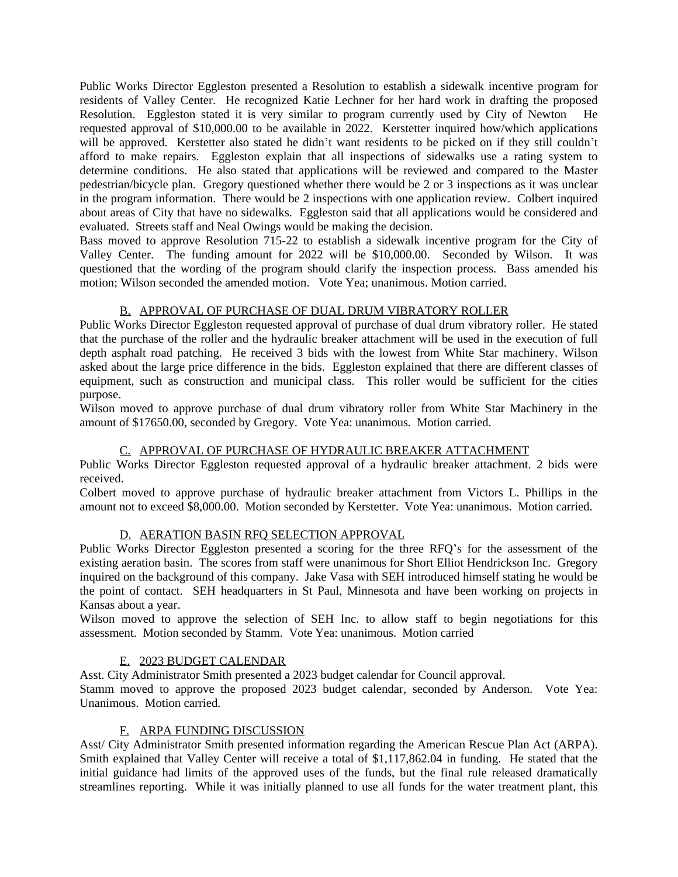Public Works Director Eggleston presented a Resolution to establish a sidewalk incentive program for residents of Valley Center. He recognized Katie Lechner for her hard work in drafting the proposed Resolution. Eggleston stated it is very similar to program currently used by City of Newton He requested approval of $10,000.00 to be available in 2022. Kerstetter inquired how/which applications will be approved. Kerstetter also stated he didn't want residents to be picked on if they still couldn't afford to make repairs. Eggleston explain that all inspections of sidewalks use a rating system to determine conditions. He also stated that applications will be reviewed and compared to the Master pedestrian/bicycle plan. Gregory questioned whether there would be 2 or 3 inspections as it was unclear in the program information. There would be 2 inspections with one application review. Colbert inquired about areas of City that have no sidewalks. Eggleston said that all applications would be considered and evaluated. Streets staff and Neal Owings would be making the decision.

Bass moved to approve Resolution 715-22 to establish a sidewalk incentive program for the City of Valley Center. The funding amount for 2022 will be $10,000.00. Seconded by Wilson. It was questioned that the wording of the program should clarify the inspection process. Bass amended his motion; Wilson seconded the amended motion. Vote Yea; unanimous. Motion carried.

### B. APPROVAL OF PURCHASE OF DUAL DRUM VIBRATORY ROLLER

Public Works Director Eggleston requested approval of purchase of dual drum vibratory roller. He stated that the purchase of the roller and the hydraulic breaker attachment will be used in the execution of full depth asphalt road patching. He received 3 bids with the lowest from White Star machinery. Wilson asked about the large price difference in the bids. Eggleston explained that there are different classes of equipment, such as construction and municipal class. This roller would be sufficient for the cities purpose.

Wilson moved to approve purchase of dual drum vibratory roller from White Star Machinery in the amount of $17650.00, seconded by Gregory. Vote Yea: unanimous. Motion carried.

### C. APPROVAL OF PURCHASE OF HYDRAULIC BREAKER ATTACHMENT

Public Works Director Eggleston requested approval of a hydraulic breaker attachment. 2 bids were received.

Colbert moved to approve purchase of hydraulic breaker attachment from Victors L. Phillips in the amount not to exceed $8,000.00. Motion seconded by Kerstetter. Vote Yea: unanimous. Motion carried.

### D. AERATION BASIN RFQ SELECTION APPROVAL

Public Works Director Eggleston presented a scoring for the three RFQ's for the assessment of the existing aeration basin. The scores from staff were unanimous for Short Elliot Hendrickson Inc. Gregory inquired on the background of this company. Jake Vasa with SEH introduced himself stating he would be the point of contact. SEH headquarters in St Paul, Minnesota and have been working on projects in Kansas about a year.

Wilson moved to approve the selection of SEH Inc. to allow staff to begin negotiations for this assessment. Motion seconded by Stamm. Vote Yea: unanimous. Motion carried

### E. 2023 BUDGET CALENDAR

Asst. City Administrator Smith presented a 2023 budget calendar for Council approval.

Stamm moved to approve the proposed 2023 budget calendar, seconded by Anderson. Vote Yea: Unanimous. Motion carried.

### F. ARPA FUNDING DISCUSSION

Asst/ City Administrator Smith presented information regarding the American Rescue Plan Act (ARPA). Smith explained that Valley Center will receive a total of $1,117,862.04 in funding. He stated that the initial guidance had limits of the approved uses of the funds, but the final rule released dramatically streamlines reporting. While it was initially planned to use all funds for the water treatment plant, this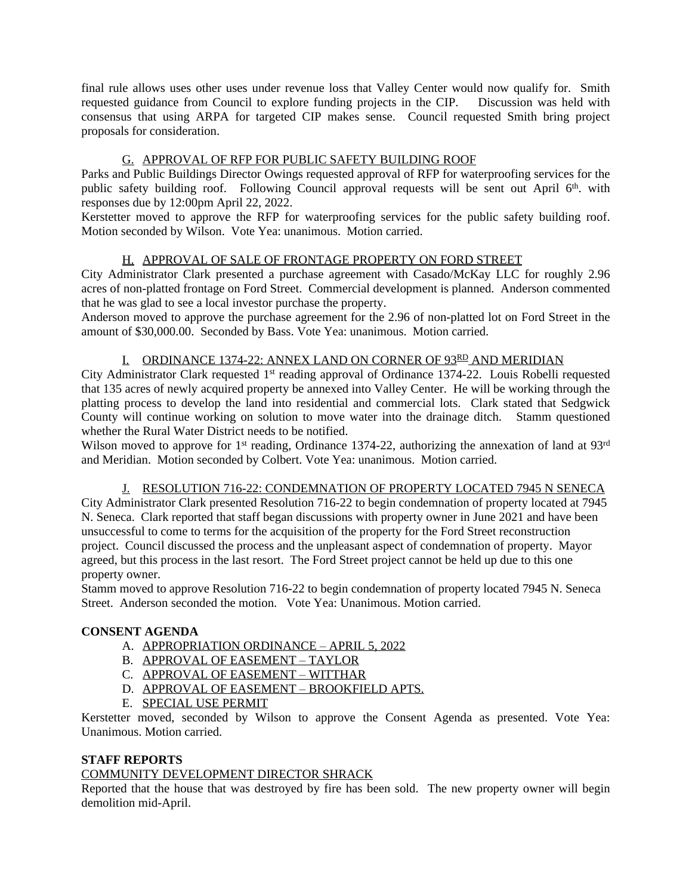final rule allows uses other uses under revenue loss that Valley Center would now qualify for. Smith requested guidance from Council to explore funding projects in the CIP. Discussion was held with consensus that using ARPA for targeted CIP makes sense. Council requested Smith bring project proposals for consideration.

G. APPROVAL OF RFP FOR PUBLIC SAFETY BUILDING ROOF

Parks and Public Buildings Director Owings requested approval of RFP for waterproofing services for the public safety building roof. Following Council approval requests will be sent out April 6th. with responses due by 12:00pm April 22, 2022.

Kerstetter moved to approve the RFP for waterproofing services for the public safety building roof. Motion seconded by Wilson. Vote Yea: unanimous. Motion carried.

H. APPROVAL OF SALE OF FRONTAGE PROPERTY ON FORD STREET

City Administrator Clark presented a purchase agreement with Casado/McKay LLC for roughly 2.96 acres of non-platted frontage on Ford Street. Commercial development is planned. Anderson commented that he was glad to see a local investor purchase the property.

Anderson moved to approve the purchase agreement for the 2.96 of non-platted lot on Ford Street in the amount of $30,000.00. Seconded by Bass. Vote Yea: unanimous. Motion carried.

I. ORDINANCE 1374-22: ANNEX LAND ON CORNER OF 93RD AND MERIDIAN

City Administrator Clark requested 1st reading approval of Ordinance 1374-22. Louis Robelli requested that 135 acres of newly acquired property be annexed into Valley Center. He will be working through the platting process to develop the land into residential and commercial lots. Clark stated that Sedgwick County will continue working on solution to move water into the drainage ditch. Stamm questioned whether the Rural Water District needs to be notified.

Wilson moved to approve for 1st reading, Ordinance 1374-22, authorizing the annexation of land at 93rd and Meridian. Motion seconded by Colbert. Vote Yea: unanimous. Motion carried.

J. RESOLUTION 716-22: CONDEMNATION OF PROPERTY LOCATED 7945 N SENECA

City Administrator Clark presented Resolution 716-22 to begin condemnation of property located at 7945 N. Seneca. Clark reported that staff began discussions with property owner in June 2021 and have been unsuccessful to come to terms for the acquisition of the property for the Ford Street reconstruction project. Council discussed the process and the unpleasant aspect of condemnation of property. Mayor agreed, but this process in the last resort. The Ford Street project cannot be held up due to this one property owner.

Stamm moved to approve Resolution 716-22 to begin condemnation of property located 7945 N. Seneca Street. Anderson seconded the motion. Vote Yea: Unanimous. Motion carried.

**CONSENT AGENDA**

A. APPROPRIATION ORDINANCE – APRIL 5, 2022
B. APPROVAL OF EASEMENT – TAYLOR
C. APPROVAL OF EASEMENT – WITTHAR
D. APPROVAL OF EASEMENT – BROOKFIELD APTS.
E. SPECIAL USE PERMIT

Kerstetter moved, seconded by Wilson to approve the Consent Agenda as presented. Vote Yea: Unanimous. Motion carried.

**STAFF REPORTS**

COMMUNITY DEVELOPMENT DIRECTOR SHRACK

Reported that the house that was destroyed by fire has been sold. The new property owner will begin demolition mid-April.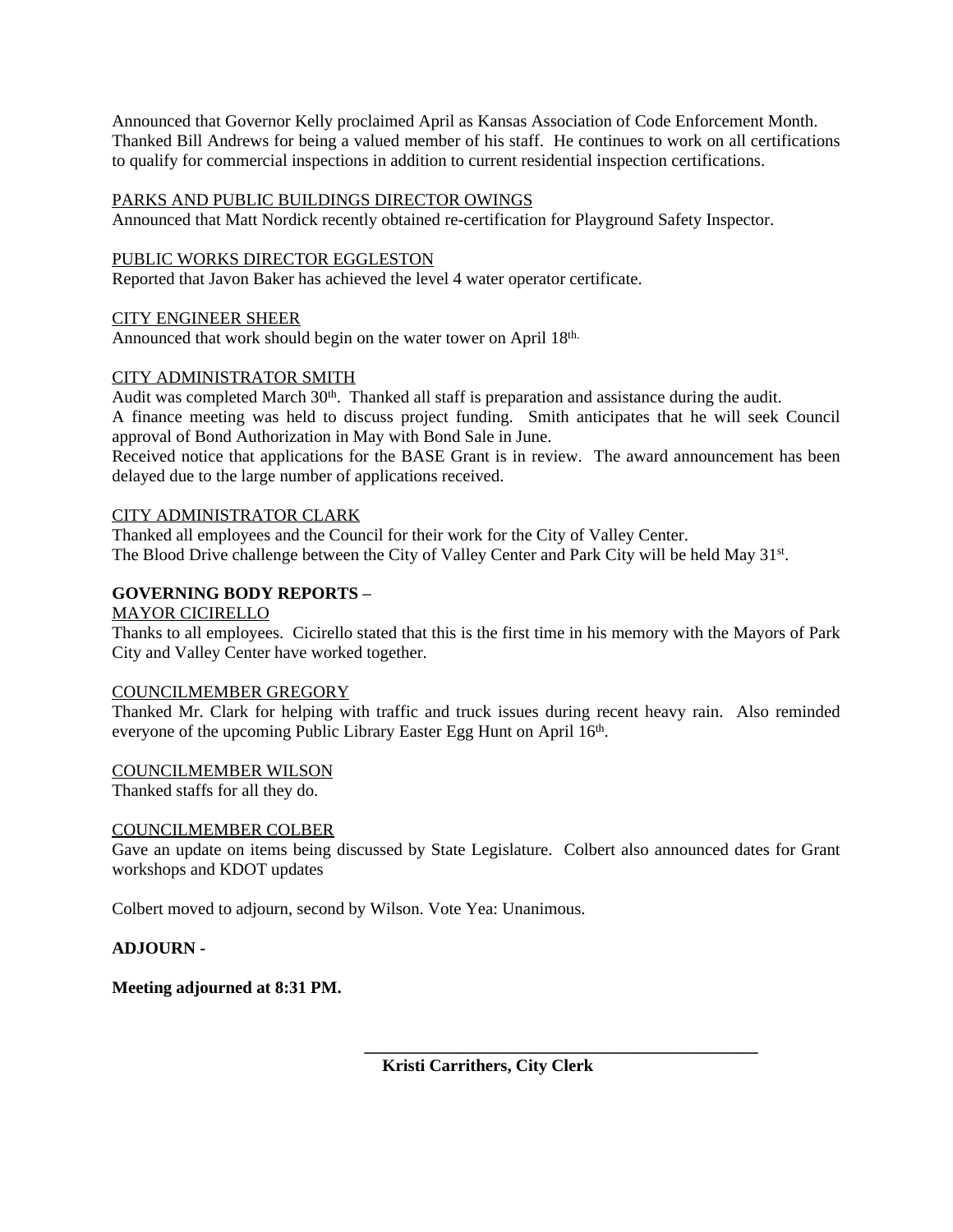Announced that Governor Kelly proclaimed April as Kansas Association of Code Enforcement Month. Thanked Bill Andrews for being a valued member of his staff. He continues to work on all certifications to qualify for commercial inspections in addition to current residential inspection certifications.

PARKS AND PUBLIC BUILDINGS DIRECTOR OWINGS
Announced that Matt Nordick recently obtained re-certification for Playground Safety Inspector.

PUBLIC WORKS DIRECTOR EGGLESTON
Reported that Javon Baker has achieved the level 4 water operator certificate.

CITY ENGINEER SHEER
Announced that work should begin on the water tower on April 18th.

CITY ADMINISTRATOR SMITH
Audit was completed March 30th. Thanked all staff is preparation and assistance during the audit.
A finance meeting was held to discuss project funding. Smith anticipates that he will seek Council approval of Bond Authorization in May with Bond Sale in June.
Received notice that applications for the BASE Grant is in review. The award announcement has been delayed due to the large number of applications received.

CITY ADMINISTRATOR CLARK
Thanked all employees and the Council for their work for the City of Valley Center.
The Blood Drive challenge between the City of Valley Center and Park City will be held May 31st.

**GOVERNING BODY REPORTS –**

MAYOR CICIRELLO
Thanks to all employees. Cicirello stated that this is the first time in his memory with the Mayors of Park City and Valley Center have worked together.

COUNCILMEMBER GREGORY
Thanked Mr. Clark for helping with traffic and truck issues during recent heavy rain. Also reminded everyone of the upcoming Public Library Easter Egg Hunt on April 16th.

COUNCILMEMBER WILSON
Thanked staffs for all they do.

COUNCILMEMBER COLBER
Gave an update on items being discussed by State Legislature. Colbert also announced dates for Grant workshops and KDOT updates

Colbert moved to adjourn, second by Wilson. Vote Yea: Unanimous.

**ADJOURN -**

**Meeting adjourned at 8:31 PM.**

\_\_\_\_\_\_\_\_\_\_\_\_\_\_\_\_\_\_\_\_\_\_\_\_\_\_\_\_\_\_\_\_\_\_\_\_\_\_\_\_

**Kristi Carrithers, City Clerk**